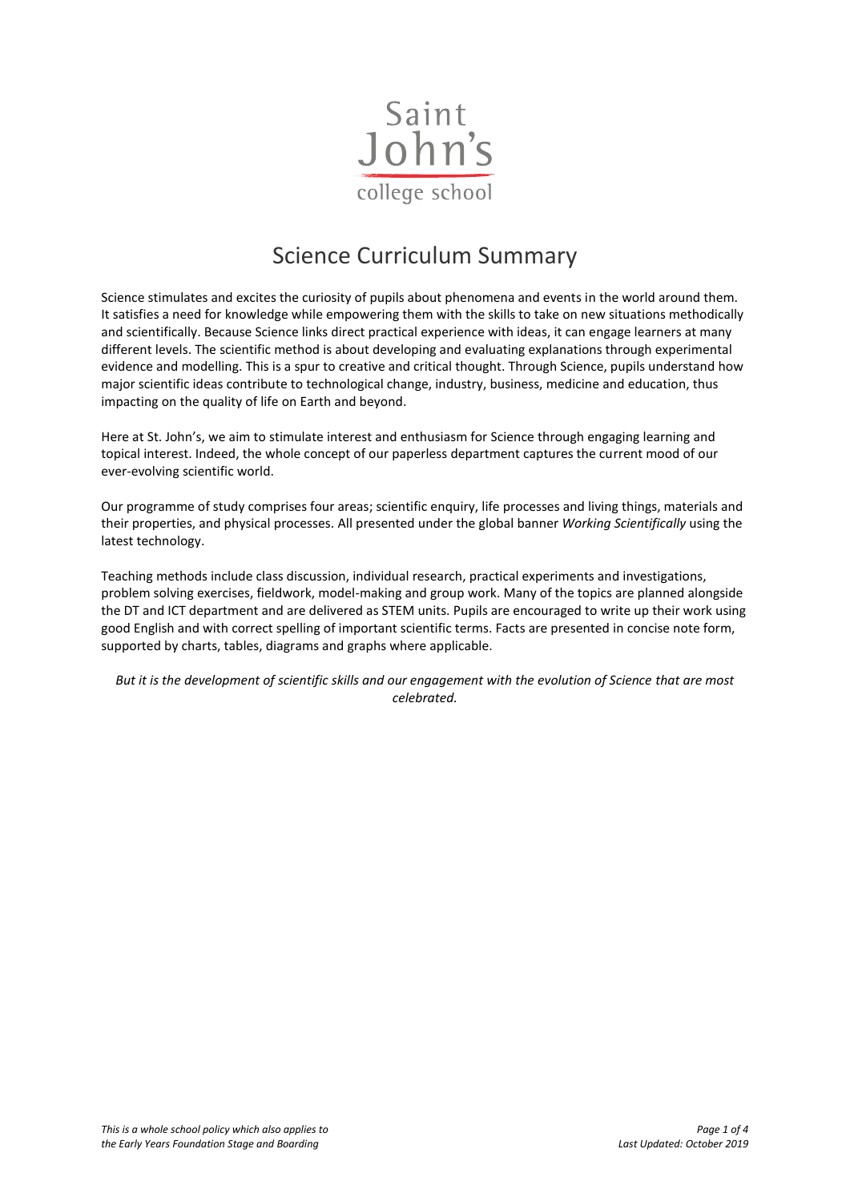Saint John's college school

# Science Curriculum Summary

Science stimulates and excites the curiosity of pupils about phenomena and events in the world around them. It satisfies a need for knowledge while empowering them with the skills to take on new situations methodically and scientifically. Because Science links direct practical experience with ideas, it can engage learners at many different levels. The scientific method is about developing and evaluating explanations through experimental evidence and modelling. This is a spur to creative and critical thought. Through Science, pupils understand how major scientific ideas contribute to technological change, industry, business, medicine and education, thus impacting on the quality of life on Earth and beyond.

Here at St. John's, we aim to stimulate interest and enthusiasm for Science through engaging learning and topical interest. Indeed, the whole concept of our paperless department captures the current mood of our ever-evolving scientific world.

Our programme of study comprises four areas; scientific enquiry, life processes and living things, materials and their properties, and physical processes. All presented under the global banner *Working Scientifically* using the latest technology.

Teaching methods include class discussion, individual research, practical experiments and investigations, problem solving exercises, fieldwork, model-making and group work. Many of the topics are planned alongside the DT and ICT department and are delivered as STEM units. Pupils are encouraged to write up their work using good English and with correct spelling of important scientific terms. Facts are presented in concise note form, supported by charts, tables, diagrams and graphs where applicable.

*But it is the development of scientific skills and our engagement with the evolution of Science that are most celebrated.*

*This is a whole school policy which also applies to the Early Years Foundation Stage and Boarding*

*Last Updated: October 2019*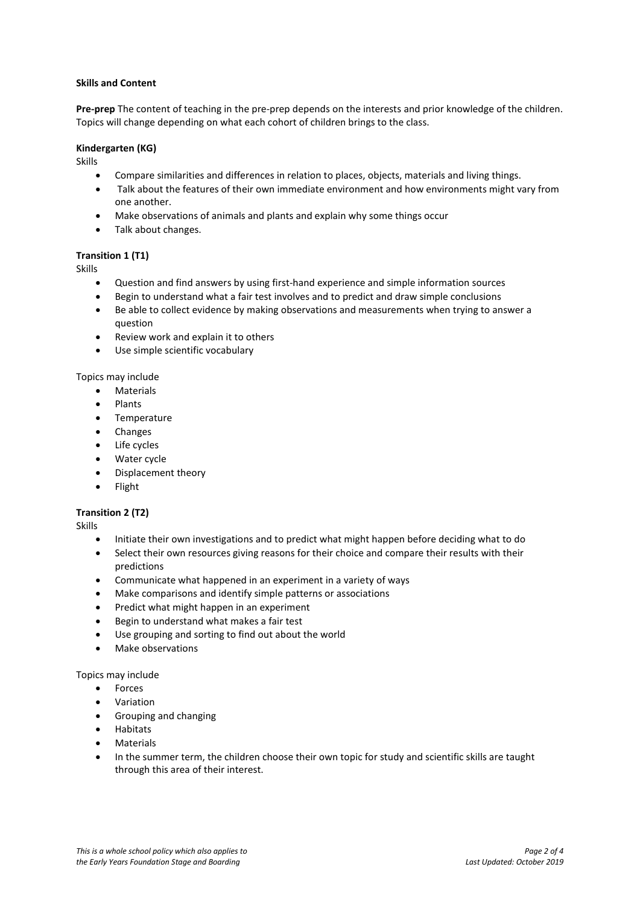**Skills and Content**

**Pre-prep** The content of teaching in the pre-prep depends on the interests and prior knowledge of the children. Topics will change depending on what each cohort of children brings to the class.

**Kindergarten (KG)**

Skills

- Compare similarities and differences in relation to places, objects, materials and living things.
- Talk about the features of their own immediate environment and how environments might vary from one another.
- Make observations of animals and plants and explain why some things occur
- Talk about changes.

**Transition 1 (T1)**

Skills

- Question and find answers by using first-hand experience and simple information sources
- Begin to understand what a fair test involves and to predict and draw simple conclusions
- Be able to collect evidence by making observations and measurements when trying to answer a question
- Review work and explain it to others
- Use simple scientific vocabulary

Topics may include

- Materials
- Plants
- Temperature
- Changes
- Life cycles
- Water cycle
- Displacement theory
- Flight

**Transition 2 (T2)**

Skills

- Initiate their own investigations and to predict what might happen before deciding what to do
- Select their own resources giving reasons for their choice and compare their results with their predictions
- Communicate what happened in an experiment in a variety of ways
- Make comparisons and identify simple patterns or associations
- Predict what might happen in an experiment
- Begin to understand what makes a fair test
- Use grouping and sorting to find out about the world
- Make observations

Topics may include

- Forces
- Variation
- Grouping and changing
- Habitats
- Materials
- In the summer term, the children choose their own topic for study and scientific skills are taught through this area of their interest.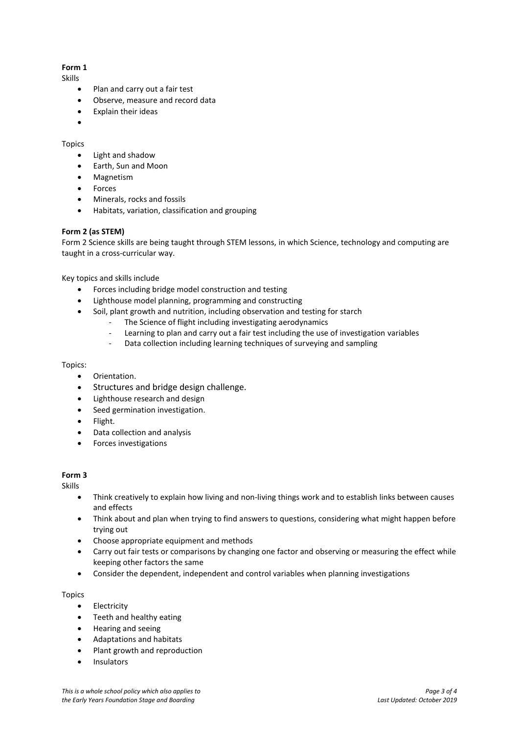**Form 1**

Skills

- Plan and carry out a fair test
- Observe, measure and record data
- Explain their ideas

Topics

- Light and shadow
- Earth, Sun and Moon
- Magnetism
- Forces
- Minerals, rocks and fossils
- Habitats, variation, classification and grouping

**Form 2 (as STEM)**

Form 2 Science skills are being taught through STEM lessons, in which Science, technology and computing are taught in a cross-curricular way.

Key topics and skills include

- Forces including bridge model construction and testing
- Lighthouse model planning, programming and constructing
- Soil, plant growth and nutrition, including observation and testing for starch
  - The Science of flight including investigating aerodynamics
  - Learning to plan and carry out a fair test including the use of investigation variables
  - Data collection including learning techniques of surveying and sampling

Topics:

- Orientation.
- Structures and bridge design challenge.
- Lighthouse research and design
- Seed germination investigation.
- Flight.
- Data collection and analysis
- Forces investigations

**Form 3**

Skills

- Think creatively to explain how living and non-living things work and to establish links between causes and effects
- Think about and plan when trying to find answers to questions, considering what might happen before trying out
- Choose appropriate equipment and methods
- Carry out fair tests or comparisons by changing one factor and observing or measuring the effect while keeping other factors the same
- Consider the dependent, independent and control variables when planning investigations

Topics

- Electricity
- Teeth and healthy eating
- Hearing and seeing
- Adaptations and habitats
- Plant growth and reproduction
- Insulators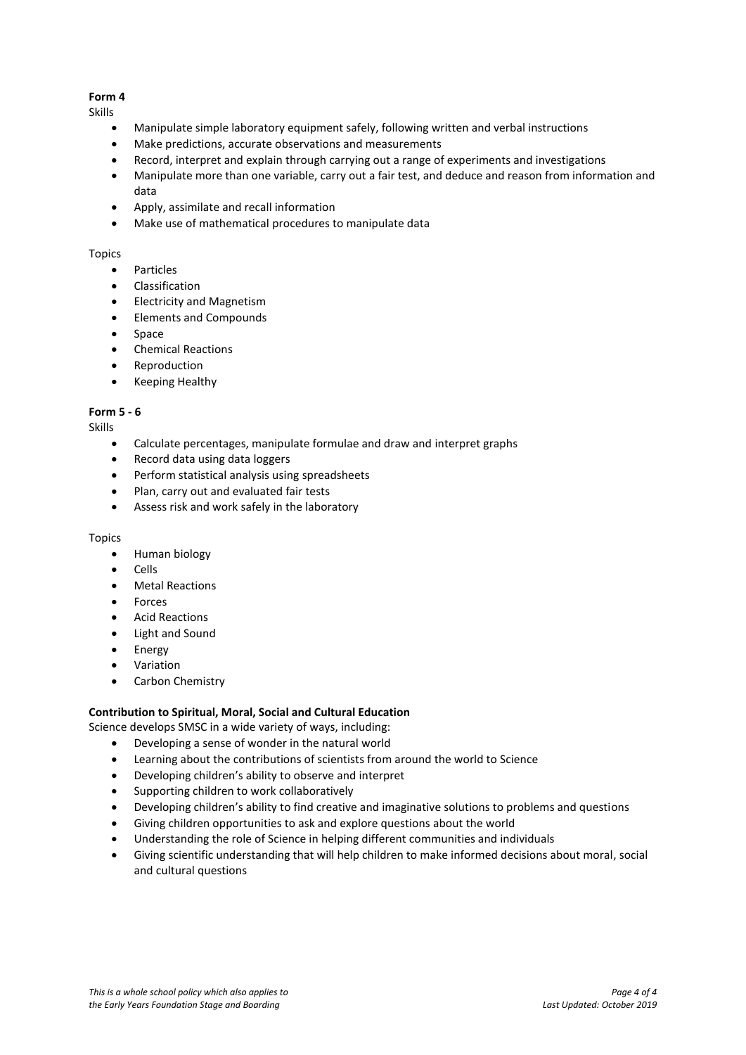**Form 4**

Skills

- Manipulate simple laboratory equipment safely, following written and verbal instructions
- Make predictions, accurate observations and measurements
- Record, interpret and explain through carrying out a range of experiments and investigations
- Manipulate more than one variable, carry out a fair test, and deduce and reason from information and data
- Apply, assimilate and recall information
- Make use of mathematical procedures to manipulate data

Topics

- Particles
- Classification
- Electricity and Magnetism
- Elements and Compounds
- Space
- Chemical Reactions
- Reproduction
- Keeping Healthy

**Form 5 - 6**

Skills

- Calculate percentages, manipulate formulae and draw and interpret graphs
- Record data using data loggers
- Perform statistical analysis using spreadsheets
- Plan, carry out and evaluated fair tests
- Assess risk and work safely in the laboratory

Topics

- Human biology
- Cells
- Metal Reactions
- Forces
- Acid Reactions
- Light and Sound
- Energy
- Variation
- Carbon Chemistry

**Contribution to Spiritual, Moral, Social and Cultural Education**

Science develops SMSC in a wide variety of ways, including:

- Developing a sense of wonder in the natural world
- Learning about the contributions of scientists from around the world to Science
- Developing children's ability to observe and interpret
- Supporting children to work collaboratively
- Developing children's ability to find creative and imaginative solutions to problems and questions
- Giving children opportunities to ask and explore questions about the world
- Understanding the role of Science in helping different communities and individuals
- Giving scientific understanding that will help children to make informed decisions about moral, social and cultural questions